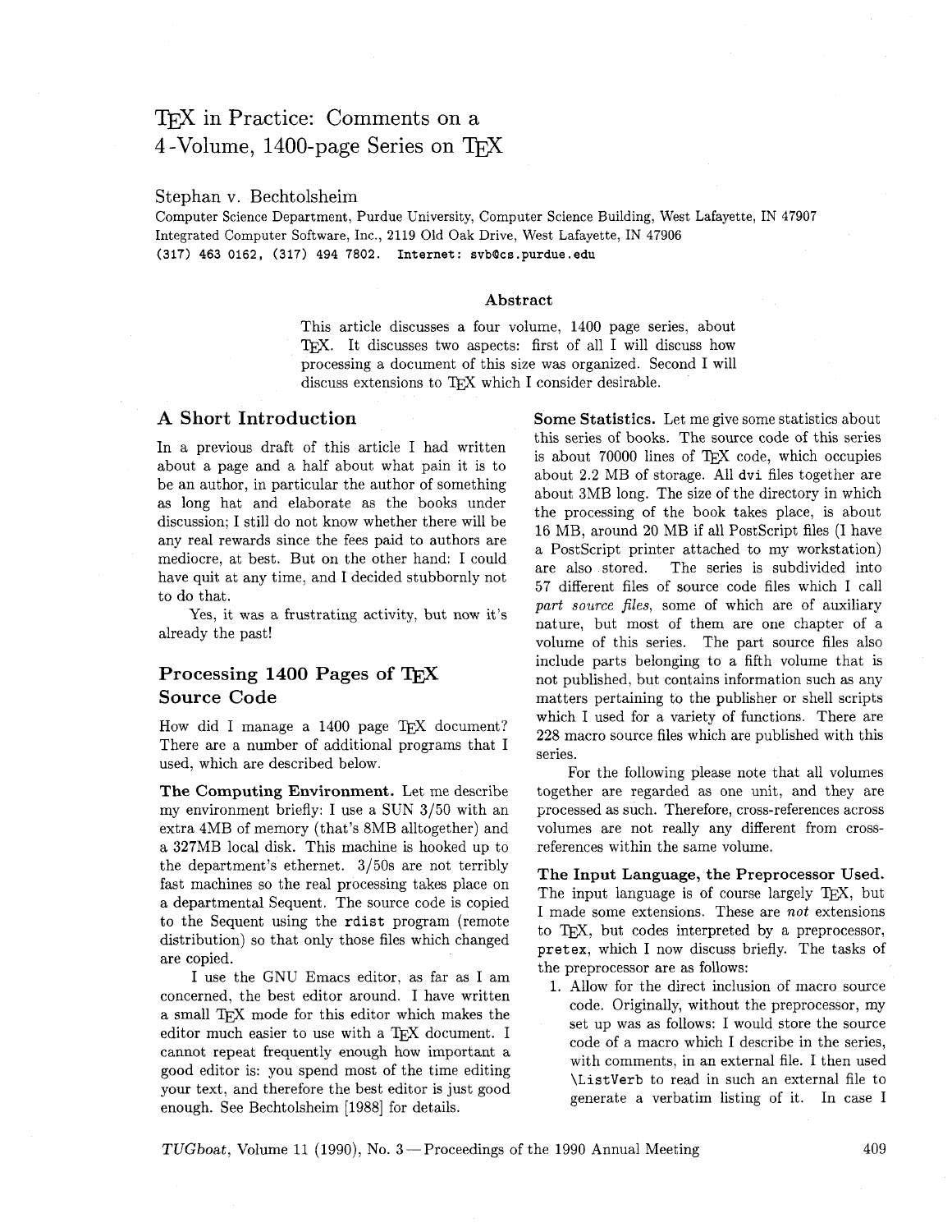# TEX in Practice: Comments on a 4-Volume, 1400-page Series on TEX

Stephan v. Bechtolsheim

Computer Science Department, Purdue University, Computer Science Building, West Lafayette, IN 47907
Integrated Computer Software, Inc., 2119 Old Oak Drive, West Lafayette, IN 47906
(317) 463 0162, (317) 494 7802. Internet: svb@cs.purdue.edu

### Abstract

This article discusses a four volume, 1400 page series, about TEX. It discusses two aspects: first of all I will discuss how processing a document of this size was organized. Second I will discuss extensions to TEX which I consider desirable.

## A Short Introduction

In a previous draft of this article I had written about a page and a half about what pain it is to be an author, in particular the author of something as long hat and elaborate as the books under discussion; I still do not know whether there will be any real rewards since the fees paid to authors are mediocre, at best. But on the other hand: I could have quit at any time, and I decided stubbornly not to do that.

Yes, it was a frustrating activity, but now it's already the past!

## Processing 1400 Pages of TEX Source Code

How did I manage a 1400 page TEX document? There are a number of additional programs that I used, which are described below.

**The Computing Environment.** Let me describe my environment briefly: I use a SUN 3/50 with an extra 4MB of memory (that's 8MB alltogether) and a 327MB local disk. This machine is hooked up to the department's ethernet. 3/50s are not terribly fast machines so the real processing takes place on a departmental Sequent. The source code is copied to the Sequent using the `rdist` program (remote distribution) so that only those files which changed are copied.

I use the GNU Emacs editor, as far as I am concerned, the best editor around. I have written a small TEX mode for this editor which makes the editor much easier to use with a TEX document. I cannot repeat frequently enough how important a good editor is: you spend most of the time editing your text, and therefore the best editor is just good enough. See Bechtolsheim [1988] for details.

**Some Statistics.** Let me give some statistics about this series of books. The source code of this series is about 70000 lines of TEX code, which occupies about 2.2 MB of storage. All `dvi` files together are about 3MB long. The size of the directory in which the processing of the book takes place, is about 16 MB, around 20 MB if all PostScript files (I have a PostScript printer attached to my workstation) are also stored. The series is subdivided into 57 different files of source code files which I call *part source files*, some of which are of auxiliary nature, but most of them are one chapter of a volume of this series. The part source files also include parts belonging to a fifth volume that is not published, but contains information such as any matters pertaining to the publisher or shell scripts which I used for a variety of functions. There are 228 macro source files which are published with this series.

For the following please note that all volumes together are regarded as one unit, and they are processed as such. Therefore, cross-references across volumes are not really any different from cross-references within the same volume.

**The Input Language, the Preprocessor Used.** The input language is of course largely TEX, but I made some extensions. These are *not* extensions to TEX, but codes interpreted by a preprocessor, `pretex`, which I now discuss briefly. The tasks of the preprocessor are as follows:

1. Allow for the direct inclusion of macro source code. Originally, without the preprocessor, my set up was as follows: I would store the source code of a macro which I describe in the series, with comments, in an external file. I then used `\ListVerb` to read in such an external file to generate a verbatim listing of it. In case I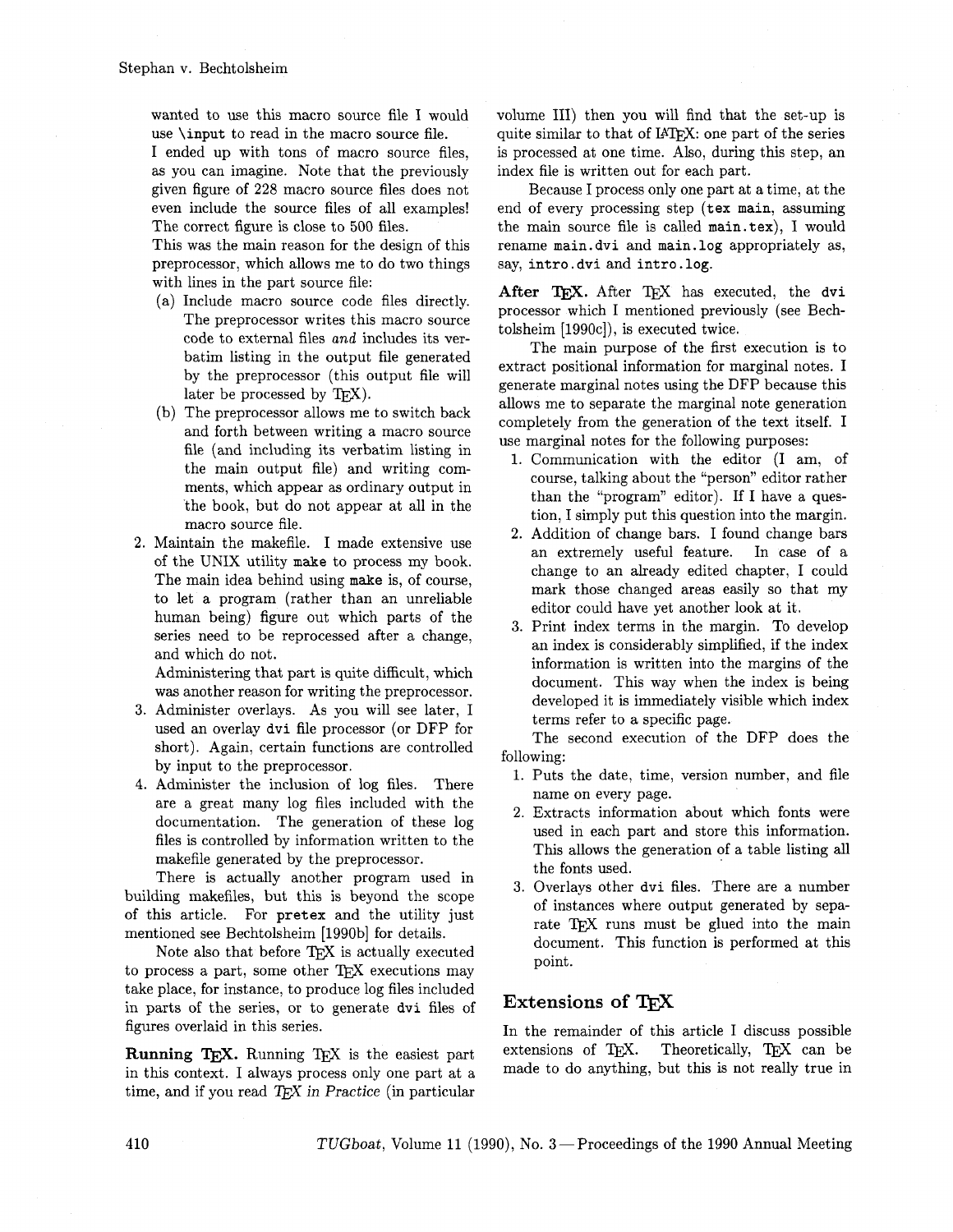wanted to use this macro source file I would use `\input` to read in the macro source file.

I ended up with tons of macro source files, as you can imagine. Note that the previously given figure of 228 macro source files does not even include the source files of all examples! The correct figure is close to 500 files.

This was the main reason for the design of this preprocessor, which allows me to do two things with lines in the part source file:

(a) Include macro source code files directly. The preprocessor writes this macro source code to external files *and* includes its verbatim listing in the output file generated by the preprocessor (this output file will later be processed by TeX).

(b) The preprocessor allows me to switch back and forth between writing a macro source file (and including its verbatim listing in the main output file) and writing comments, which appear as ordinary output in the book, but do not appear at all in the macro source file.

2. Maintain the makefile. I made extensive use of the UNIX utility `make` to process my book. The main idea behind using `make` is, of course, to let a program (rather than an unreliable human being) figure out which parts of the series need to be reprocessed after a change, and which do not.

   Administering that part is quite difficult, which was another reason for writing the preprocessor.

3. Administer overlays. As you will see later, I used an overlay `dvi` file processor (or DFP for short). Again, certain functions are controlled by input to the preprocessor.

4. Administer the inclusion of log files. There are a great many log files included with the documentation. The generation of these log files is controlled by information written to the makefile generated by the preprocessor.

There is actually another program used in building makefiles, but this is beyond the scope of this article. For `pretex` and the utility just mentioned see Bechtolsheim [1990b] for details.

Note also that before TeX is actually executed to process a part, some other TeX executions may take place, for instance, to produce log files included in parts of the series, or to generate `dvi` files of figures overlaid in this series.

**Running TeX.** Running TeX is the easiest part in this context. I always process only one part at a time, and if you read *TeX in Practice* (in particular volume III) then you will find that the set-up is quite similar to that of LaTeX: one part of the series is processed at one time. Also, during this step, an index file is written out for each part.

Because I process only one part at a time, at the end of every processing step (`tex main`, assuming the main source file is called `main.tex`), I would rename `main.dvi` and `main.log` appropriately as, say, `intro.dvi` and `intro.log`.

**After TeX.** After TeX has executed, the `dvi` processor which I mentioned previously (see Bechtolsheim [1990c]), is executed twice.

The main purpose of the first execution is to extract positional information for marginal notes. I generate marginal notes using the DFP because this allows me to separate the marginal note generation completely from the generation of the text itself. I use marginal notes for the following purposes:

1. Communication with the editor (I am, of course, talking about the "person" editor rather than the "program" editor). If I have a question, I simply put this question into the margin.
2. Addition of change bars. I found change bars an extremely useful feature. In case of a change to an already edited chapter, I could mark those changed areas easily so that my editor could have yet another look at it.
3. Print index terms in the margin. To develop an index is considerably simplified, if the index information is written into the margins of the document. This way when the index is being developed it is immediately visible which index terms refer to a specific page.

The second execution of the DFP does the following:

1. Puts the date, time, version number, and file name on every page.
2. Extracts information about which fonts were used in each part and store this information. This allows the generation of a table listing all the fonts used.
3. Overlays other `dvi` files. There are a number of instances where output generated by separate TeX runs must be glued into the main document. This function is performed at this point.

## Extensions of TeX

In the remainder of this article I discuss possible extensions of TeX. Theoretically, TeX can be made to do anything, but this is not really true in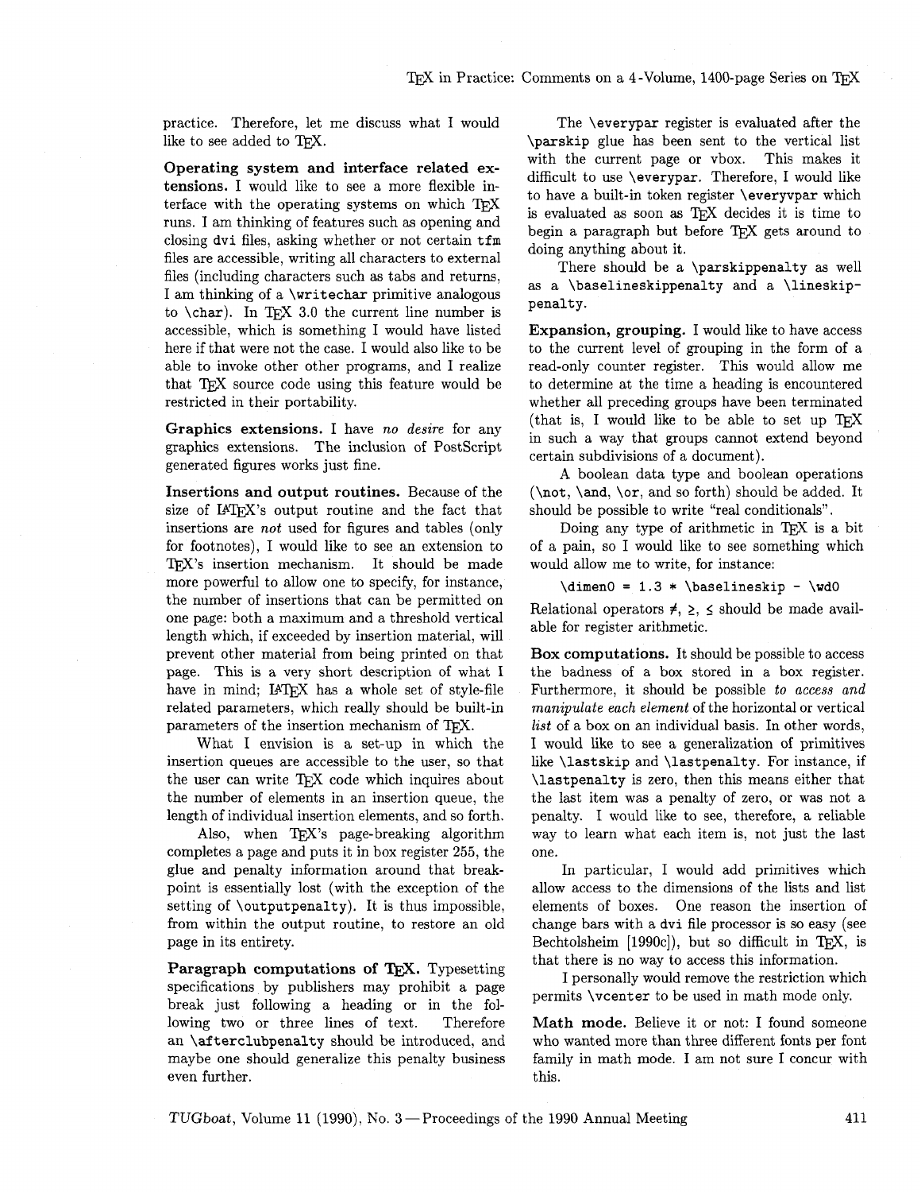practice. Therefore, let me discuss what I would like to see added to TeX.

**Operating system and interface related extensions.** I would like to see a more flexible interface with the operating systems on which TeX runs. I am thinking of features such as opening and closing `dvi` files, asking whether or not certain `tfm` files are accessible, writing all characters to external files (including characters such as tabs and returns, I am thinking of a `\writechar` primitive analogous to `\char`). In TeX 3.0 the current line number is accessible, which is something I would have listed here if that were not the case. I would also like to be able to invoke other other programs, and I realize that TeX source code using this feature would be restricted in their portability.

**Graphics extensions.** I have *no desire* for any graphics extensions. The inclusion of PostScript generated figures works just fine.

**Insertions and output routines.** Because of the size of LaTeX's output routine and the fact that insertions are *not* used for figures and tables (only for footnotes), I would like to see an extension to TeX's insertion mechanism. It should be made more powerful to allow one to specify, for instance, the number of insertions that can be permitted on one page: both a maximum and a threshold vertical length which, if exceeded by insertion material, will prevent other material from being printed on that page. This is a very short description of what I have in mind; LaTeX has a whole set of style-file related parameters, which really should be built-in parameters of the insertion mechanism of TeX.

What I envision is a set-up in which the insertion queues are accessible to the user, so that the user can write TeX code which inquires about the number of elements in an insertion queue, the length of individual insertion elements, and so forth.

Also, when TeX's page-breaking algorithm completes a page and puts it in box register 255, the glue and penalty information around that breakpoint is essentially lost (with the exception of the setting of `\outputpenalty`). It is thus impossible, from within the output routine, to restore an old page in its entirety.

**Paragraph computations of TeX.** Typesetting specifications by publishers may prohibit a page break just following a heading or in the following two or three lines of text. Therefore an `\afterclubpenalty` should be introduced, and maybe one should generalize this penalty business even further.

The `\everypar` register is evaluated after the `\parskip` glue has been sent to the vertical list with the current page or vbox. This makes it difficult to use `\everypar`. Therefore, I would like to have a built-in token register `\everyvpar` which is evaluated as soon as TeX decides it is time to begin a paragraph but before TeX gets around to doing anything about it.

There should be a `\parskippenalty` as well as a `\baselineskippenalty` and a `\lineskippenalty`.

**Expansion, grouping.** I would like to have access to the current level of grouping in the form of a read-only counter register. This would allow me to determine at the time a heading is encountered whether all preceding groups have been terminated (that is, I would like to be able to set up TeX in such a way that groups cannot extend beyond certain subdivisions of a document).

A boolean data type and boolean operations (`\not`, `\and`, `\or`, and so forth) should be added. It should be possible to write "real conditionals".

Doing any type of arithmetic in TeX is a bit of a pain, so I would like to see something which would allow me to write, for instance:

```
\dimen0 = 1.3 * \baselineskip - \wd0
```

Relational operators $\neq$, $\geq$, $\leq$ should be made available for register arithmetic.

**Box computations.** It should be possible to access the badness of a box stored in a box register. Furthermore, it should be possible *to access and manipulate each element* of the horizontal or vertical *list* of a box on an individual basis. In other words, I would like to see a generalization of primitives like `\lastskip` and `\lastpenalty`. For instance, if `\lastpenalty` is zero, then this means either that the last item was a penalty of zero, or was not a penalty. I would like to see, therefore, a reliable way to learn what each item is, not just the last one.

In particular, I would add primitives which allow access to the dimensions of the lists and list elements of boxes. One reason the insertion of change bars with a `dvi` file processor is so easy (see Bechtolsheim [1990c]), but so difficult in TeX, is that there is no way to access this information.

I personally would remove the restriction which permits `\vcenter` to be used in math mode only.

**Math mode.** Believe it or not: I found someone who wanted more than three different fonts per font family in math mode. I am not sure I concur with this.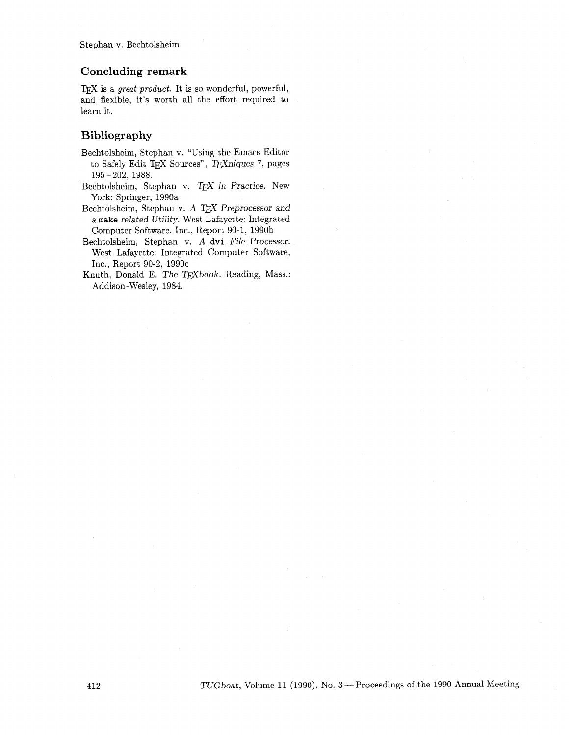## Concluding remark

TEX is a *great product.* It is so wonderful, powerful, and flexible, it's worth all the effort required to learn it.

## Bibliography

Bechtolsheim, Stephan v. "Using the Emacs Editor to Safely Edit TEX Sources", *TEXniques* 7, pages 195–202, 1988.

Bechtolsheim, Stephan v. *TEX in Practice.* New York: Springer, 1990a

Bechtolsheim, Stephan v. *A TEX Preprocessor and a* `make` *related Utility.* West Lafayette: Integrated Computer Software, Inc., Report 90-1, 1990b

Bechtolsheim, Stephan v. *A* `dvi` *File Processor.* West Lafayette: Integrated Computer Software, Inc., Report 90-2, 1990c

Knuth, Donald E. *The TEXbook.* Reading, Mass.: Addison-Wesley, 1984.